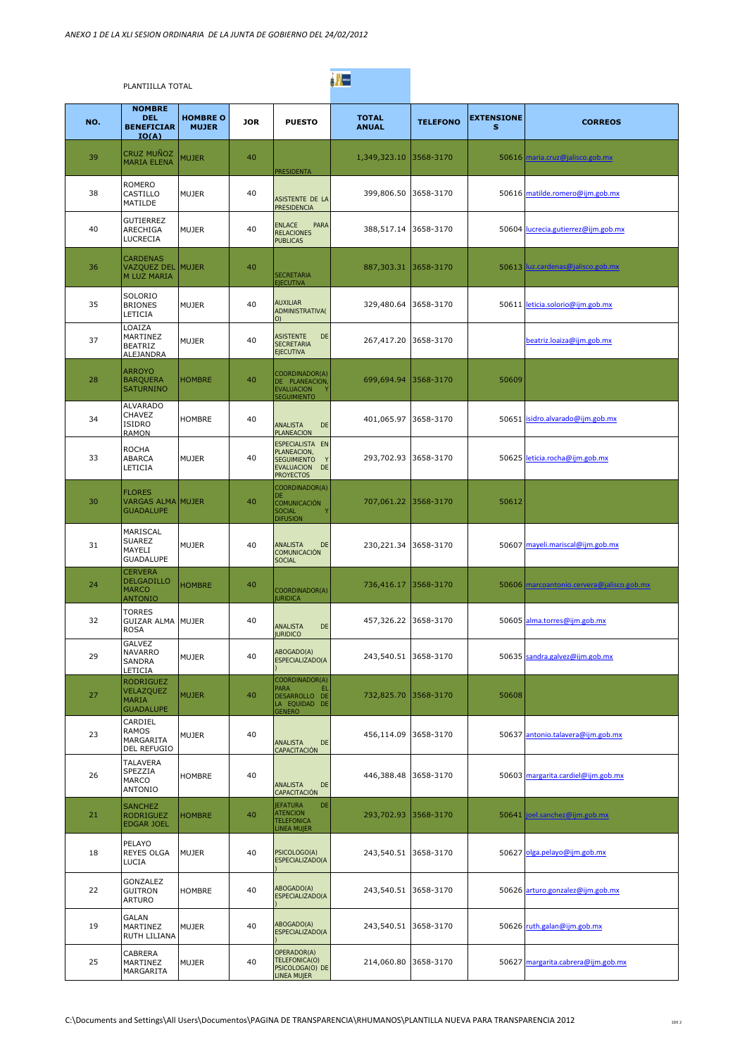*ANEXO 1 DE LA XLI SESION ORDINARIA DE LA JUNTA DE GOBIERNO DEL 24/02/2012*

PLANTIILLA TOTAL

| NO. | NOMBRE DEL BENEFICIARIO(A) | HOMBRE O MUJER | JOR | PUESTO | TOTAL ANUAL | TELEFONO | EXTENSIONES | CORREOS |
|---|---|---|---|---|---|---|---|---|
| 39 | CRUZ MUÑOZ MARIA ELENA | MUJER | 40 | PRESIDENTA | 1,349,323.10 | 3568-3170 | 50616 | maria.cruz@jalisco.gob.mx |
| 38 | ROMERO CASTILLO MATILDE | MUJER | 40 | ASISTENTE DE LA PRESIDENCIA | 399,806.50 | 3658-3170 | 50616 | matilde.romero@ijm.gob.mx |
| 40 | GUTIERREZ ARECHIGA LUCRECIA | MUJER | 40 | ENLACE PARA RELACIONES PUBLICAS | 388,517.14 | 3658-3170 | 50604 | lucrecia.gutierrez@ijm.gob.mx |
| 36 | CARDENAS VAZQUEZ DEL M LUZ MARIA | MUJER | 40 | SECRETARIA EJECUTIVA | 887,303.31 | 3568-3170 | 50613 | luz.cardenas@jalisco.gob.mx |
| 35 | SOLORIO BRIONES LETICIA | MUJER | 40 | AUXILIAR ADMINISTRATIVA(O) | 329,480.64 | 3658-3170 | 50611 | leticia.solorio@ijm.gob.mx |
| 37 | LOAIZA MARTINEZ BEATRIZ ALEJANDRA | MUJER | 40 | ASISTENTE DE SECRETARIA EJECUTIVA | 267,417.20 | 3658-3170 | | beatriz.loaiza@ijm.gob.mx |
| 28 | ARROYO BARQUERA SATURNINO | HOMBRE | 40 | COORDINADOR(A) DE PLANEACION, EVALUACION Y SEGUIMIENTO | 699,694.94 | 3568-3170 | 50609 | |
| 34 | ALVARADO CHAVEZ ISIDRO RAMON | HOMBRE | 40 | ANALISTA DE PLANEACION | 401,065.97 | 3658-3170 | 50651 | isidro.alvarado@ijm.gob.mx |
| 33 | ROCHA ABARCA LETICIA | MUJER | 40 | ESPECIALISTA EN PLANEACION, SEGUIMIENTO Y EVALUACION DE PROYECTOS | 293,702.93 | 3658-3170 | 50625 | leticia.rocha@ijm.gob.mx |
| 30 | FLORES VARGAS ALMA GUADALUPE | MUJER | 40 | COORDINADOR(A) DE COMUNICACIÓN SOCIAL Y DIFUSION | 707,061.22 | 3568-3170 | 50612 | |
| 31 | MARISCAL SUAREZ MAYELI GUADALUPE | MUJER | 40 | ANALISTA DE COMUNICACIÓN SOCIAL | 230,221.34 | 3658-3170 | 50607 | mayeli.mariscal@ijm.gob.mx |
| 24 | CERVERA DELGADILLO MARCO ANTONIO | HOMBRE | 40 | COORDINADOR(A) JURIDICA | 736,416.17 | 3568-3170 | 50606 | marcoantonio.cervera@jalisco.gob.mx |
| 32 | TORRES GUIZAR ALMA ROSA | MUJER | 40 | ANALISTA DE JURIDICO | 457,326.22 | 3658-3170 | 50605 | alma.torres@ijm.gob.mx |
| 29 | GALVEZ NAVARRO SANDRA LETICIA | MUJER | 40 | ABOGADO(A) ESPECIALIZADO(A) | 243,540.51 | 3658-3170 | 50635 | sandra.galvez@ijm.gob.mx |
| 27 | RODRIGUEZ VELAZQUEZ MARIA GUADALUPE | MUJER | 40 | COORDINADOR(A) PARA EL DESARROLLO DE LA EQUIDAD DE GENERO | 732,825.70 | 3568-3170 | 50608 | |
| 23 | CARDIEL RAMOS MARGARITA DEL REFUGIO | MUJER | 40 | ANALISTA DE CAPACITACIÓN | 456,114.09 | 3658-3170 | 50637 | antonio.talavera@ijm.gob.mx |
| 26 | TALAVERA SPEZZIA MARCO ANTONIO | HOMBRE | 40 | ANALISTA DE CAPACITACIÓN | 446,388.48 | 3658-3170 | 50603 | margarita.cardiel@ijm.gob.mx |
| 21 | SANCHEZ RODRIGUEZ EDGAR JOEL | HOMBRE | 40 | JEFATURA DE ATENCION TELEFONICA LINEA MUJER | 293,702.93 | 3568-3170 | 50641 | joel.sanchez@ijm.gob.mx |
| 18 | PELAYO REYES OLGA LUCIA | MUJER | 40 | PSICOLOGO(A) ESPECIALIZADO(A) | 243,540.51 | 3658-3170 | 50627 | olga.pelayo@ijm.gob.mx |
| 22 | GONZALEZ GUITRON ARTURO | HOMBRE | 40 | ABOGADO(A) ESPECIALIZADO(A) | 243,540.51 | 3658-3170 | 50626 | arturo.gonzalez@ijm.gob.mx |
| 19 | GALAN MARTINEZ RUTH LILIANA | MUJER | 40 | ABOGADO(A) ESPECIALIZADO(A) | 243,540.51 | 3658-3170 | 50626 | ruth.galan@ijm.gob.mx |
| 25 | CABRERA MARTINEZ MARGARITA | MUJER | 40 | OPERADOR(A) TELEFONICA(O) PSICOLOGA(O) DE LINEA MUJER | 214,060.80 | 3658-3170 | 50627 | margarita.cabrera@ijm.gob.mx |

C:\Documents and Settings\All Users\Documentos\PAGINA DE TRANSPARENCIA\RHUMANOS\PLANTILLA NUEVA PARA TRANSPARENCIA 2012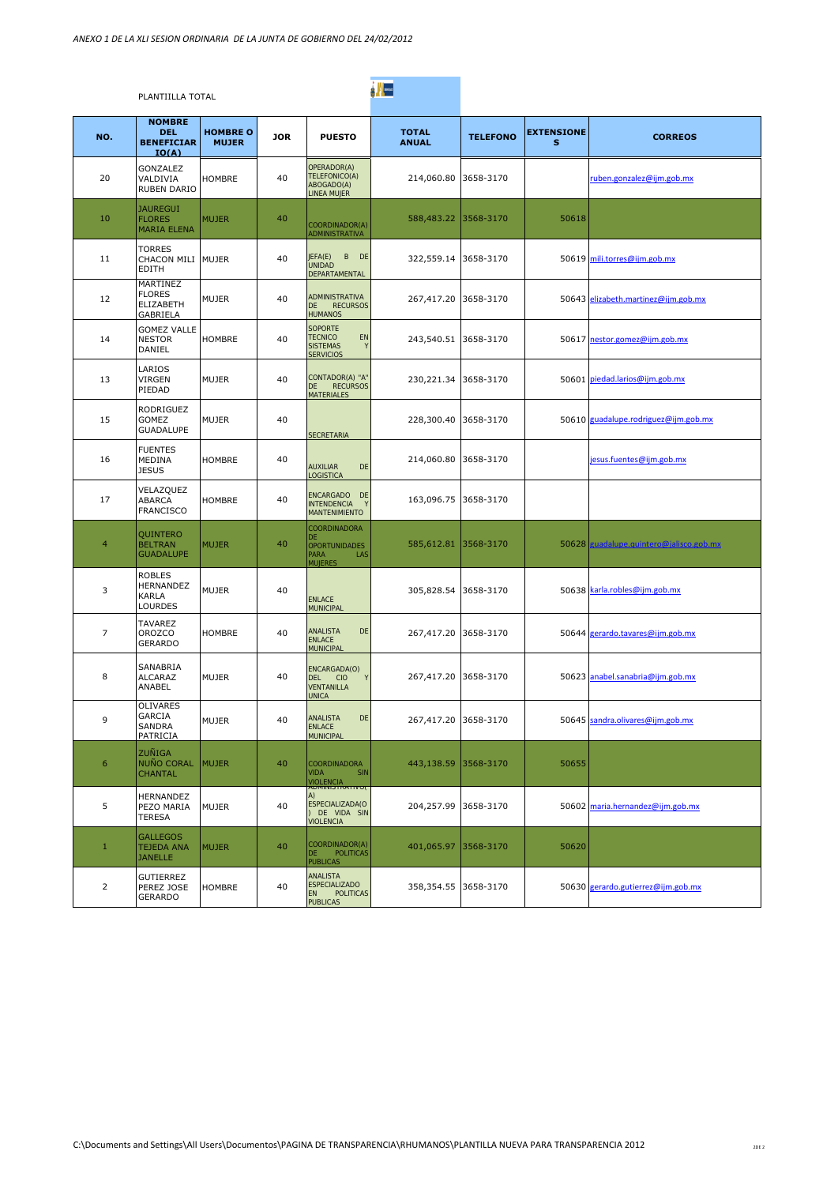*ANEXO 1 DE LA XLI SESION ORDINARIA DE LA JUNTA DE GOBIERNO DEL 24/02/2012*

PLANTIILLA TOTAL

| NO. | NOMBRE DEL BENEFICIARIO(A) | HOMBRE O MUJER | JOR | PUESTO | TOTAL ANUAL | TELEFONO | EXTENSIONES | CORREOS |
|---|---|---|---|---|---|---|---|---|
| 20 | GONZALEZ VALDIVIA RUBEN DARIO | HOMBRE | 40 | OPERADOR(A) TELEFONICO(A) ABOGADO(A) LINEA MUJER | 214,060.80 | 3658-3170 | | ruben.gonzalez@ijm.gob.mx |
| 10 | JAUREGUI FLORES MARIA ELENA | MUJER | 40 | COORDINADOR(A) ADMINISTRATIVA | 588,483.22 | 3568-3170 | 50618 | |
| 11 | TORRES CHACON MILI EDITH | MUJER | 40 | JEFA(E) B DE UNIDAD DEPARTAMENTAL | 322,559.14 | 3658-3170 | 50619 | mili.torres@ijm.gob.mx |
| 12 | MARTINEZ FLORES ELIZABETH GABRIELA | MUJER | 40 | ADMINISTRATIVA DE RECURSOS HUMANOS | 267,417.20 | 3658-3170 | 50643 | elizabeth.martinez@ijm.gob.mx |
| 14 | GOMEZ VALLE NESTOR DANIEL | HOMBRE | 40 | SOPORTE TECNICO EN SISTEMAS Y SERVICIOS | 243,540.51 | 3658-3170 | 50617 | nestor.gomez@ijm.gob.mx |
| 13 | LARIOS VIRGEN PIEDAD | MUJER | 40 | CONTADOR(A) "A" DE RECURSOS MATERIALES | 230,221.34 | 3658-3170 | 50601 | piedad.larios@ijm.gob.mx |
| 15 | RODRIGUEZ GOMEZ GUADALUPE | MUJER | 40 | SECRETARIA | 228,300.40 | 3658-3170 | 50610 | guadalupe.rodriguez@ijm.gob.mx |
| 16 | FUENTES MEDINA JESUS | HOMBRE | 40 | AUXILIAR DE LOGISTICA | 214,060.80 | 3658-3170 | | jesus.fuentes@ijm.gob.mx |
| 17 | VELAZQUEZ ABARCA FRANCISCO | HOMBRE | 40 | ENCARGADO DE INTENDENCIA Y MANTENIMIENTO | 163,096.75 | 3658-3170 | | |
| 4 | QUINTERO BELTRAN GUADALUPE | MUJER | 40 | COORDINADORA DE OPORTUNIDADES PARA LAS MUJERES | 585,612.81 | 3568-3170 | 50628 | guadalupe.quintero@jalisco.gob.mx |
| 3 | ROBLES HERNANDEZ KARLA LOURDES | MUJER | 40 | ENLACE MUNICIPAL | 305,828.54 | 3658-3170 | 50638 | karla.robles@ijm.gob.mx |
| 7 | TAVAREZ OROZCO GERARDO | HOMBRE | 40 | ANALISTA DE ENLACE MUNICIPAL | 267,417.20 | 3658-3170 | 50644 | gerardo.tavares@ijm.gob.mx |
| 8 | SANABRIA ALCARAZ ANABEL | MUJER | 40 | ENCARGADA(O) DEL CIO Y VENTANILLA UNICA | 267,417.20 | 3658-3170 | 50623 | anabel.sanabria@ijm.gob.mx |
| 9 | OLIVARES GARCIA SANDRA PATRICIA | MUJER | 40 | ANALISTA DE ENLACE MUNICIPAL | 267,417.20 | 3658-3170 | 50645 | sandra.olivares@ijm.gob.mx |
| 6 | ZUÑIGA NUÑO CORAL CHANTAL | MUJER | 40 | COORDINADORA VIDA SIN VIOLENCIA | 443,138.59 | 3568-3170 | 50655 | |
| 5 | HERNANDEZ PEZO MARIA TERESA | MUJER | 40 | ADMINISTRATIVO(A) ESPECIALIZADA(O) DE VIDA SIN VIOLENCIA | 204,257.99 | 3658-3170 | 50602 | maria.hernandez@ijm.gob.mx |
| 1 | GALLEGOS TEJEDA ANA JANELLE | MUJER | 40 | COORDINADOR(A) DE POLITICAS PUBLICAS | 401,065.97 | 3568-3170 | 50620 | |
| 2 | GUTIERREZ PEREZ JOSE GERARDO | HOMBRE | 40 | ANALISTA ESPECIALIZADO EN POLITICAS PUBLICAS | 358,354.55 | 3658-3170 | 50630 | gerardo.gutierrez@ijm.gob.mx |

C:\Documents and Settings\All Users\Documentos\PAGINA DE TRANSPARENCIA\RHUMANOS\PLANTILLA NUEVA PARA TRANSPARENCIA 2012